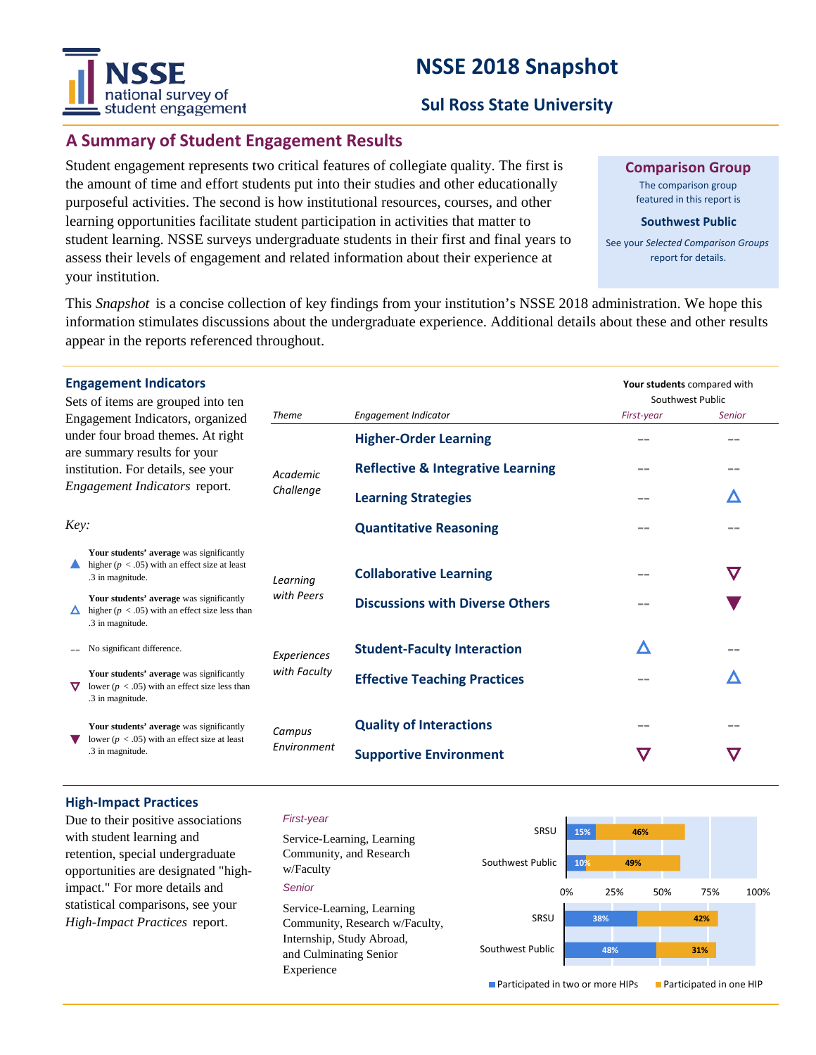# NSSE 2018 Snapshot

## Sul Ross State University

## A Summary of Student Engagement Results

Student engagement represents two critical features of collegiate quality. The first is the amount of time and effort students put into their studies and other educationally purposeful activities. The second is how institutional resources, courses, and other learning opportunities facilitate student participation in activities that matter to student learning. NSSE surveys undergraduate students in their first and final years to assess their levels of engagement and related information about their experience at your institution.

**Comparison Group**

The comparison group featured in this report is

**Southwest Public**

See your *Selected Comparison Groups* report for details.

This *Snapshot* is a concise collection of key findings from your institution's NSSE 2018 administration. We hope this information stimulates discussions about the undergraduate experience. Additional details about these and other results appear in the reports referenced throughout.

### Engagement Indicators

Sets of items are grouped into ten Engagement Indicators, organized under four broad themes. At right are summary results for your institution. For details, see your *Engagement Indicators* report.

*Key:*

- ▲ **Your students' average** was significantly higher ($p < .05$) with an effect size at least .3 in magnitude.
- △ **Your students' average** was significantly higher ($p < .05$) with an effect size less than .3 in magnitude.
- -- No significant difference.
- ▽ **Your students' average** was significantly lower ($p < .05$) with an effect size less than .3 in magnitude.
- ▼ **Your students' average** was significantly lower ($p < .05$) with an effect size at least .3 in magnitude.

**Your students** compared with Southwest Public

| *Theme* | *Engagement Indicator* | *First-year* | *Senior* |
|---|---|---|---|
| *Academic Challenge* | **Higher-Order Learning** | -- | -- |
| | **Reflective & Integrative Learning** | -- | -- |
| | **Learning Strategies** | -- | △ |
| | **Quantitative Reasoning** | -- | -- |
| *Learning with Peers* | **Collaborative Learning** | -- | ▽ |
| | **Discussions with Diverse Others** | -- | ▼ |
| *Experiences with Faculty* | **Student-Faculty Interaction** | △ | -- |
| | **Effective Teaching Practices** | -- | △ |
| *Campus Environment* | **Quality of Interactions** | -- | -- |
| | **Supportive Environment** | ▽ | ▽ |

### High-Impact Practices

Due to their positive associations with student learning and retention, special undergraduate opportunities are designated "high-impact." For more details and statistical comparisons, see your *High-Impact Practices* report.

*First-year*

Service-Learning, Learning Community, and Research w/Faculty

*Senior*

Service-Learning, Learning Community, Research w/Faculty, Internship, Study Abroad, and Culminating Senior Experience

| | | Participated in two or more HIPs | Participated in one HIP |
|---|---|---|---|
| First-year | SRSU | 15% | 46% |
| | Southwest Public | 10% | 49% |
| Senior | SRSU | 38% | 42% |
| | Southwest Public | 48% | 31% |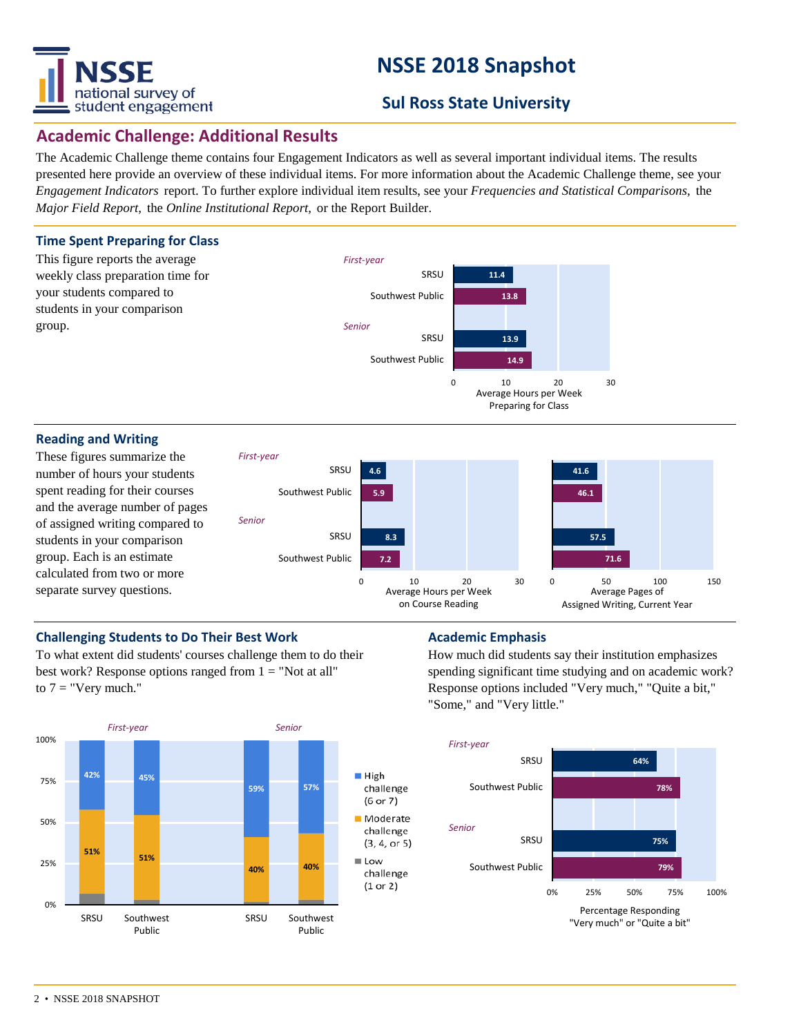# NSSE 2018 Snapshot

## Sul Ross State University

## Academic Challenge: Additional Results

The Academic Challenge theme contains four Engagement Indicators as well as several important individual items. The results presented here provide an overview of these individual items. For more information about the Academic Challenge theme, see your *Engagement Indicators* report. To further explore individual item results, see your *Frequencies and Statistical Comparisons,* the *Major Field Report,* the *Online Institutional Report,* or the Report Builder.

### Time Spent Preparing for Class

This figure reports the average weekly class preparation time for your students compared to students in your comparison group.

| | | Average Hours per Week Preparing for Class |
|---|---|---|
| *First-year* | SRSU | 11.4 |
| | Southwest Public | 13.8 |
| *Senior* | SRSU | 13.9 |
| | Southwest Public | 14.9 |

### Reading and Writing

These figures summarize the number of hours your students spent reading for their courses and the average number of pages of assigned writing compared to students in your comparison group. Each is an estimate calculated from two or more separate survey questions.

| | | Average Hours per Week on Course Reading | Average Pages of Assigned Writing, Current Year |
|---|---|---|---|
| *First-year* | SRSU | 4.6 | 41.6 |
| | Southwest Public | 5.9 | 46.1 |
| *Senior* | SRSU | 8.3 | 57.5 |
| | Southwest Public | 7.2 | 71.6 |

### Challenging Students to Do Their Best Work

To what extent did students' courses challenge them to do their best work? Response options ranged from 1 = "Not at all" to 7 = "Very much."

| | | High challenge (6 or 7) | Moderate challenge (3, 4, or 5) |
|---|---|---|---|
| *First-year* | SRSU | 42% | 51% |
| | Southwest Public | 45% | 51% |
| *Senior* | SRSU | 59% | 40% |
| | Southwest Public | 57% | 40% |

Low challenge (1 or 2)

### Academic Emphasis

How much did students say their institution emphasizes spending significant time studying and on academic work? Response options included "Very much," "Quite a bit," "Some," and "Very little."

| | | Percentage Responding "Very much" or "Quite a bit" |
|---|---|---|
| *First-year* | SRSU | 64% |
| | Southwest Public | 78% |
| *Senior* | SRSU | 75% |
| | Southwest Public | 79% |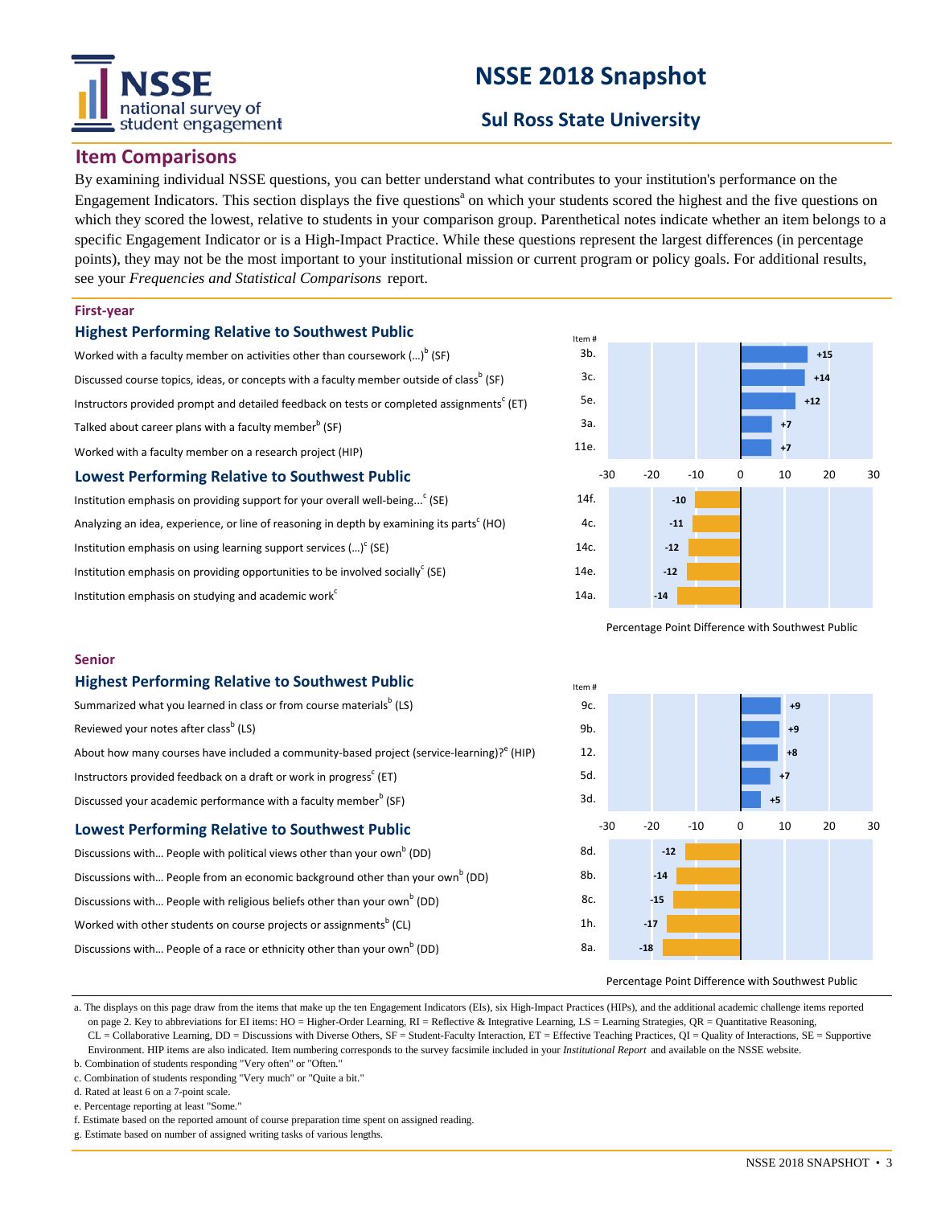# NSSE 2018 Snapshot

## Sul Ross State University

## Item Comparisons

By examining individual NSSE questions, you can better understand what contributes to your institution's performance on the Engagement Indicators. This section displays the five questions[a] on which your students scored the highest and the five questions on which they scored the lowest, relative to students in your comparison group. Parenthetical notes indicate whether an item belongs to a specific Engagement Indicator or is a High-Impact Practice. While these questions represent the largest differences (in percentage points), they may not be the most important to your institutional mission or current program or policy goals. For additional results, see your *Frequencies and Statistical Comparisons* report.

### First-year

#### Highest Performing Relative to Southwest Public

| Item | Item # | Percentage Point Difference |
|---|---|---|
| Worked with a faculty member on activities other than coursework (...)[b] (SF) | 3b. | +15 |
| Discussed course topics, ideas, or concepts with a faculty member outside of class[b] (SF) | 3c. | +14 |
| Instructors provided prompt and detailed feedback on tests or completed assignments[c] (ET) | 5e. | +12 |
| Talked about career plans with a faculty member[b] (SF) | 3a. | +7 |
| Worked with a faculty member on a research project (HIP) | 11e. | +7 |

#### Lowest Performing Relative to Southwest Public

| Item | Item # | Percentage Point Difference |
|---|---|---|
| Institution emphasis on providing support for your overall well-being...[c] (SE) | 14f. | -10 |
| Analyzing an idea, experience, or line of reasoning in depth by examining its parts[c] (HO) | 4c. | -11 |
| Institution emphasis on using learning support services (...)[c] (SE) | 14c. | -12 |
| Institution emphasis on providing opportunities to be involved socially[c] (SE) | 14e. | -12 |
| Institution emphasis on studying and academic work[c] | 14a. | -14 |

Percentage Point Difference with Southwest Public

### Senior

#### Highest Performing Relative to Southwest Public

| Item | Item # | Percentage Point Difference |
|---|---|---|
| Summarized what you learned in class or from course materials[b] (LS) | 9c. | +9 |
| Reviewed your notes after class[b] (LS) | 9b. | +9 |
| About how many courses have included a community-based project (service-learning)?[e] (HIP) | 12. | +8 |
| Instructors provided feedback on a draft or work in progress[c] (ET) | 5d. | +7 |
| Discussed your academic performance with a faculty member[b] (SF) | 3d. | +5 |

#### Lowest Performing Relative to Southwest Public

| Item | Item # | Percentage Point Difference |
|---|---|---|
| Discussions with... People with political views other than your own[b] (DD) | 8d. | -12 |
| Discussions with... People from an economic background other than your own[b] (DD) | 8b. | -14 |
| Discussions with... People with religious beliefs other than your own[b] (DD) | 8c. | -15 |
| Worked with other students on course projects or assignments[b] (CL) | 1h. | -17 |
| Discussions with... People of a race or ethnicity other than your own[b] (DD) | 8a. | -18 |

Percentage Point Difference with Southwest Public

a. The displays on this page draw from the items that make up the ten Engagement Indicators (EIs), six High-Impact Practices (HIPs), and the additional academic challenge items reported on page 2. Key to abbreviations for EI items: HO = Higher-Order Learning, RI = Reflective & Integrative Learning, LS = Learning Strategies, QR = Quantitative Reasoning, CL = Collaborative Learning, DD = Discussions with Diverse Others, SF = Student-Faculty Interaction, ET = Effective Teaching Practices, QI = Quality of Interactions, SE = Supportive Environment. HIP items are also indicated. Item numbering corresponds to the survey facsimile included in your *Institutional Report* and available on the NSSE website.
b. Combination of students responding "Very often" or "Often."
c. Combination of students responding "Very much" or "Quite a bit."
d. Rated at least 6 on a 7-point scale.
e. Percentage reporting at least "Some."
f. Estimate based on the reported amount of course preparation time spent on assigned reading.
g. Estimate based on number of assigned writing tasks of various lengths.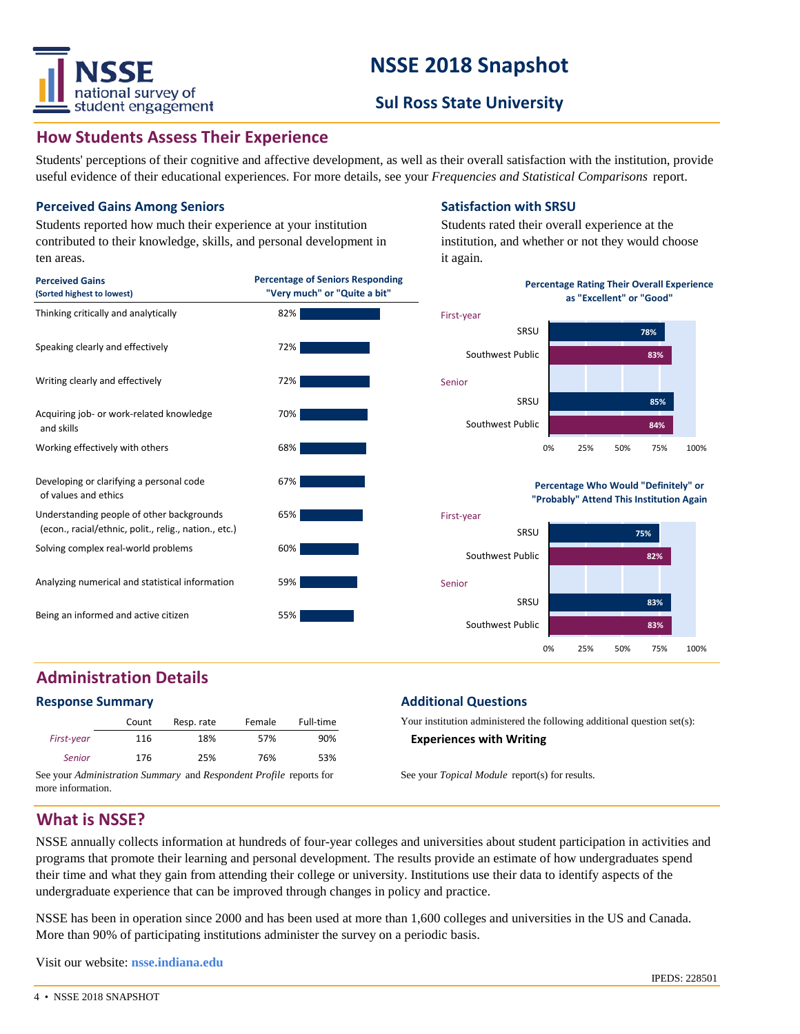# NSSE 2018 Snapshot

## Sul Ross State University

## How Students Assess Their Experience

Students' perceptions of their cognitive and affective development, as well as their overall satisfaction with the institution, provide useful evidence of their educational experiences. For more details, see your *Frequencies and Statistical Comparisons* report.

### Perceived Gains Among Seniors

Students reported how much their experience at your institution contributed to their knowledge, skills, and personal development in ten areas.

Perceived Gains (Sorted highest to lowest)

Percentage of Seniors Responding "Very much" or "Quite a bit"

Thinking critically and analytically 82%

Speaking clearly and effectively 72%

Writing clearly and effectively 72%

Acquiring job- or work-related knowledge and skills 70%

Working effectively with others 68%

Developing or clarifying a personal code of values and ethics 67%

Understanding people of other backgrounds (econ., racial/ethnic, polit., relig., nation., etc.) 65%

Solving complex real-world problems 60%

Analyzing numerical and statistical information 59%

Being an informed and active citizen 55%

### Satisfaction with SRSU

Students rated their overall experience at the institution, and whether or not they would choose it again.

Percentage Rating Their Overall Experience as "Excellent" or "Good"

First-year

SRSU 78%

Southwest Public 83%

Senior

SRSU 85%

Southwest Public 84%

0% 25% 50% 75% 100%

Percentage Who Would "Definitely" or "Probably" Attend This Institution Again

First-year

SRSU 75%

Southwest Public 82%

Senior

SRSU 83%

Southwest Public 83%

0% 25% 50% 75% 100%

## Administration Details

### Response Summary

| | Count | Resp. rate | Female | Full-time |
|---|---|---|---|---|
| *First-year* | 116 | 18% | 57% | 90% |
| *Senior* | 176 | 25% | 76% | 53% |

See your *Administration Summary* and *Respondent Profile* reports for more information.

### Additional Questions

Your institution administered the following additional question set(s):

**Experiences with Writing**

See your *Topical Module* report(s) for results.

## What is NSSE?

NSSE annually collects information at hundreds of four-year colleges and universities about student participation in activities and programs that promote their learning and personal development. The results provide an estimate of how undergraduates spend their time and what they gain from attending their college or university. Institutions use their data to identify aspects of the undergraduate experience that can be improved through changes in policy and practice.

NSSE has been in operation since 2000 and has been used at more than 1,600 colleges and universities in the US and Canada. More than 90% of participating institutions administer the survey on a periodic basis.

Visit our website: **nsse.indiana.edu**

IPEDS: 228501